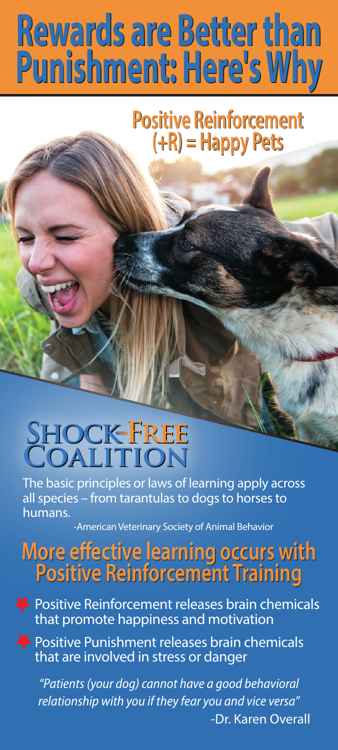# Rewards are Better than Punishment: Here's Why

## Positive Reinforcement (+R) = Happy Pets

**Shock-Free Coalition**

The basic principles or laws of learning apply across all species – from tarantulas to dogs to horses to humans.

-American Veterinary Society of Animal Behavior

## More effective learning occurs with Positive Reinforcement Training

- Positive Reinforcement releases brain chemicals that promote happiness and motivation
- Positive Punishment releases brain chemicals that are involved in stress or danger

*"Patients (your dog) cannot have a good behavioral relationship with you if they fear you and vice versa"*

-Dr. Karen Overall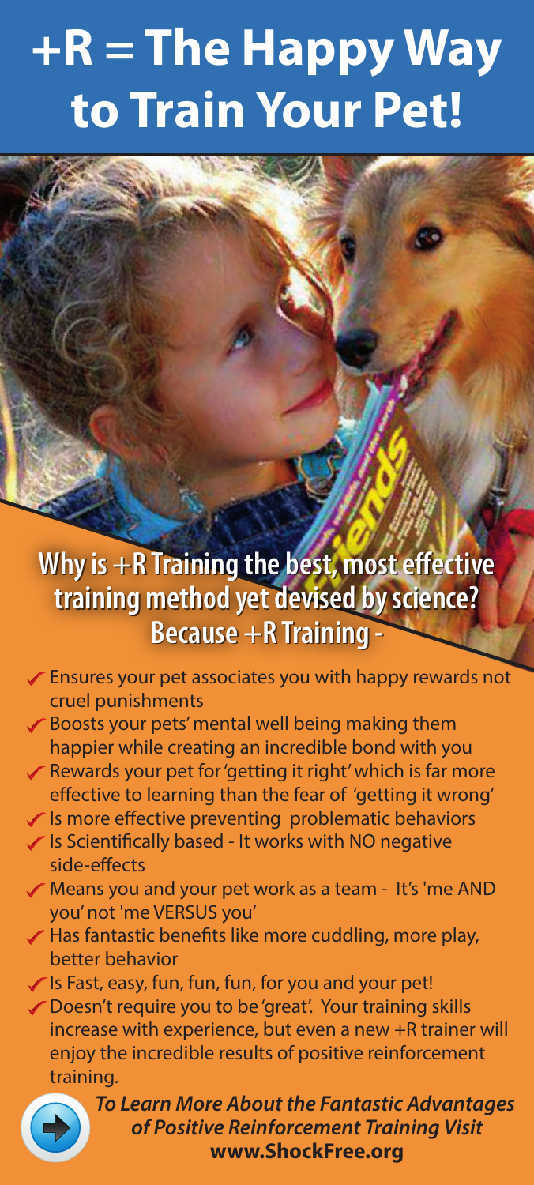# +R = The Happy Way to Train Your Pet!

**Why is +R Training the best, most effective training method yet devised by science? Because +R Training -**

- Ensures your pet associates you with happy rewards not cruel punishments
- Boosts your pets' mental well being making them happier while creating an incredible bond with you
- Rewards your pet for 'getting it right' which is far more effective to learning than the fear of 'getting it wrong'
- Is more effective preventing problematic behaviors
- Is Scientifically based - It works with NO negative side-effects
- Means you and your pet work as a team - It's 'me AND you' not 'me VERSUS you'
- Has fantastic benefits like more cuddling, more play, better behavior
- Is Fast, easy, fun, fun, fun, for you and your pet!
- Doesn't require you to be 'great'. Your training skills increase with experience, but even a new +R trainer will enjoy the incredible results of positive reinforcement training.

***To Learn More About the Fantastic Advantages of Positive Reinforcement Training Visit***
**www.ShockFree.org**